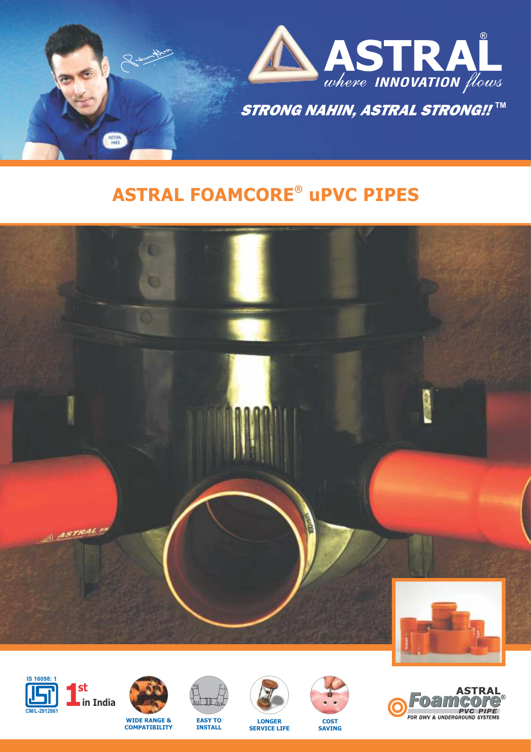# ASTRAL®

*where INNOVATION flows*

**STRONG NAHIN, ASTRAL STRONG!!™**

## ASTRAL FOAMCORE® uPVC PIPES

IS 16098: 1

CM/L-2912861

**1st in India**

**WIDE RANGE & COMPATIBILITY**

**EASY TO INSTALL**

**LONGER SERVICE LIFE**

**COST SAVING**

**ASTRAL Foamcore® PVC PIPE**

**FOR DWV & UNDERGROUND SYSTEMS**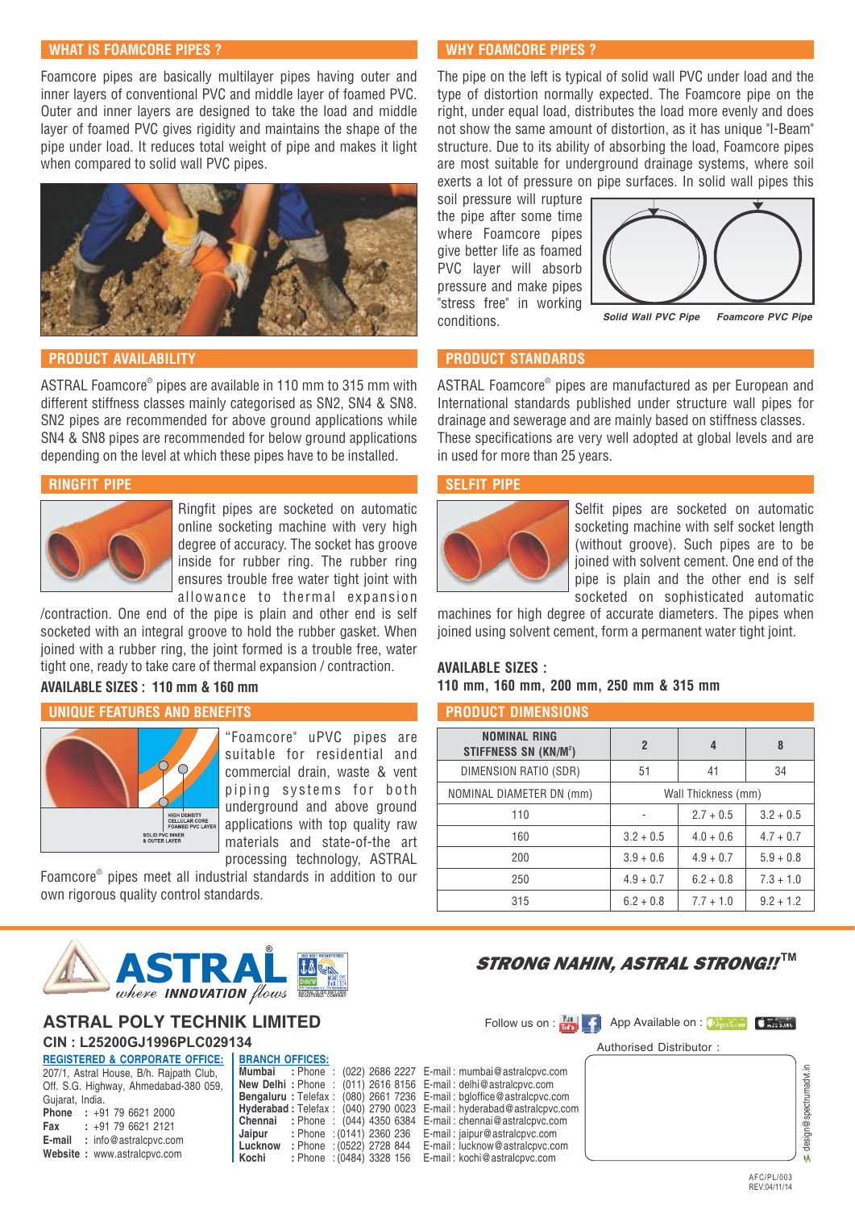## WHAT IS FOAMCORE PIPES ?

Foamcore pipes are basically multilayer pipes having outer and inner layers of conventional PVC and middle layer of foamed PVC. Outer and inner layers are designed to take the load and middle layer of foamed PVC gives rigidity and maintains the shape of the pipe under load. It reduces total weight of pipe and makes it light when compared to solid wall PVC pipes.

## WHY FOAMCORE PIPES ?

The pipe on the left is typical of solid wall PVC under load and the type of distortion normally expected. The Foamcore pipe on the right, under equal load, distributes the load more evenly and does not show the same amount of distortion, as it has unique "I-Beam" structure. Due to its ability of absorbing the load, Foamcore pipes are most suitable for underground drainage systems, where soil exerts a lot of pressure on pipe surfaces. In solid wall pipes this soil pressure will rupture the pipe after some time where Foamcore pipes give better life as foamed PVC layer will absorb pressure and make pipes "stress free" in working conditions.

*Solid Wall PVC Pipe* *Foamcore PVC Pipe*

## PRODUCT AVAILABILITY

ASTRAL Foamcore® pipes are available in 110 mm to 315 mm with different stiffness classes mainly categorised as SN2, SN4 & SN8. SN2 pipes are recommended for above ground applications while SN4 & SN8 pipes are recommended for below ground applications depending on the level at which these pipes have to be installed.

## PRODUCT STANDARDS

ASTRAL Foamcore® pipes are manufactured as per European and International standards published under structure wall pipes for drainage and sewerage and are mainly based on stiffness classes. These specifications are very well adopted at global levels and are in used for more than 25 years.

## RINGFIT PIPE

Ringfit pipes are socketed on automatic online socketing machine with very high degree of accuracy. The socket has groove inside for rubber ring. The rubber ring ensures trouble free water tight joint with allowance to thermal expansion /contraction. One end of the pipe is plain and other end is self socketed with an integral groove to hold the rubber gasket. When joined with a rubber ring, the joint formed is a trouble free, water tight one, ready to take care of thermal expansion / contraction.

**AVAILABLE SIZES : 110 mm & 160 mm**

## SELFIT PIPE

Selfit pipes are socketed on automatic socketing machine with self socket length (without groove). Such pipes are to be joined with solvent cement. One end of the pipe is plain and the other end is self socketed on sophisticated automatic machines for high degree of accurate diameters. The pipes when joined using solvent cement, form a permanent water tight joint.

**AVAILABLE SIZES :**
**110 mm, 160 mm, 200 mm, 250 mm & 315 mm**

## UNIQUE FEATURES AND BENEFITS

HIGH DENSITY CELLULAR CORE FOAMED PVC LAYER
SOLID PVC INNER & OUTER LAYER

"Foamcore" uPVC pipes are suitable for residential and commercial drain, waste & vent piping systems for both underground and above ground applications with top quality raw materials and state-of-the art processing technology, ASTRAL Foamcore® pipes meet all industrial standards in addition to our own rigorous quality control standards.

## PRODUCT DIMENSIONS

| NOMINAL RING STIFFNESS SN (KN/M$^2$) | 2 | 4 | 8 |
|---|---|---|---|
| DIMENSION RATIO (SDR) | 51 | 41 | 34 |
| NOMINAL DIAMETER DN (mm) | Wall Thickness (mm) | | |
| 110 | - | 2.7 + 0.5 | 3.2 + 0.5 |
| 160 | 3.2 + 0.5 | 4.0 + 0.6 | 4.7 + 0.7 |
| 200 | 3.9 + 0.6 | 4.9 + 0.7 | 5.9 + 0.8 |
| 250 | 4.9 + 0.7 | 6.2 + 0.8 | 7.3 + 1.0 |
| 315 | 6.2 + 0.8 | 7.7 + 1.0 | 9.2 + 1.2 |

ASTRAL®
*where* **INNOVATION** *flows*

***STRONG NAHIN, ASTRAL STRONG!!™***

## ASTRAL POLY TECHNIK LIMITED

**CIN : L25200GJ1996PLC029134**

**REGISTERED & CORPORATE OFFICE:**
207/1, Astral House, B/h. Rajpath Club, Off. S.G. Highway, Ahmedabad-380 059, Gujarat, India.
**Phone** : +91 79 6621 2000
**Fax** : +91 79 6621 2121
**E-mail** : info@astralcpvc.com
**Website** : www.astralcpvc.com

**BRANCH OFFICES:**

| | | | |
|---|---|---|---|
| **Mumbai** | : Phone : | (022) 2686 2227 | E-mail : mumbai@astralcpvc.com |
| **New Delhi** | : Phone : | (011) 2616 8156 | E-mail : delhi@astralcpvc.com |
| **Bengaluru** | : Telefax : | (080) 2661 7236 | E-mail : bgloffice@astralcpvc.com |
| **Hyderabad** | : Telefax : | (040) 2790 0023 | E-mail : hyderabad@astralcpvc.com |
| **Chennai** | : Phone : | (044) 4350 6384 | E-mail : chennai@astralcpvc.com |
| **Jaipur** | : Phone : | (0141) 2360 236 | E-mail : jaipur@astralcpvc.com |
| **Lucknow** | : Phone : | (0522) 2728 844 | E-mail : lucknow@astralcpvc.com |
| **Kochi** | : Phone : | (0484) 3328 156 | E-mail : kochi@astralcpvc.com |

Follow us on :   App Available on :

Authorised Distributor :

design@spectrumadvt.in

AFC/PL/003
REV:04/11/14